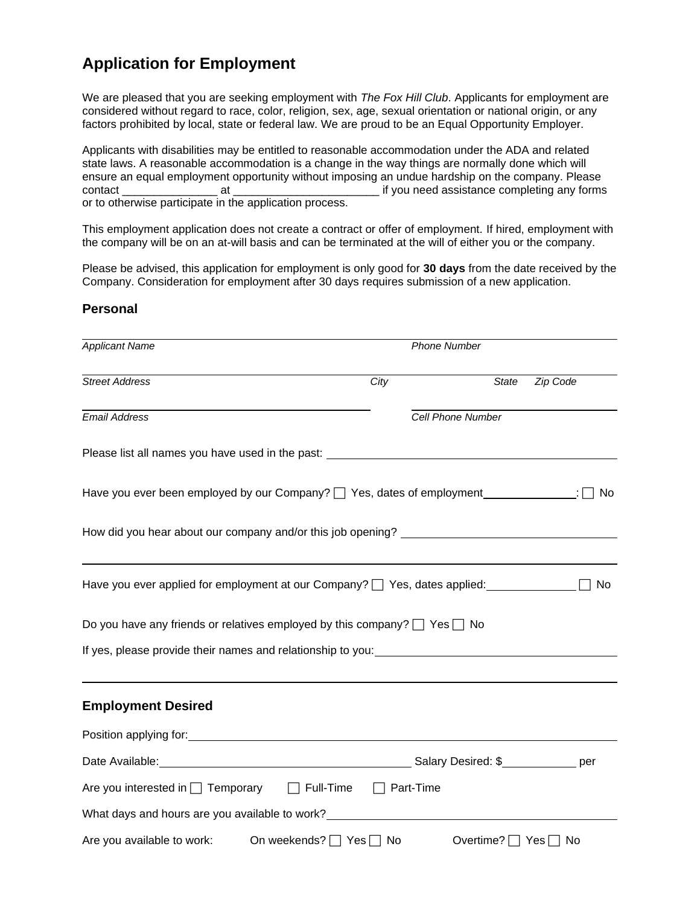# Application for Employment

We are pleased that you are seeking employment with *The Fox Hill Club*. Applicants for employment are considered without regard to race, color, religion, sex, age, sexual orientation or national origin, or any factors prohibited by local, state or federal law. We are proud to be an Equal Opportunity Employer.

Applicants with disabilities may be entitled to reasonable accommodation under the ADA and related state laws. A reasonable accommodation is a change in the way things are normally done which will ensure an equal employment opportunity without imposing an undue hardship on the company. Please contact _______________ at _______________________ if you need assistance completing any forms or to otherwise participate in the application process.

This employment application does not create a contract or offer of employment. If hired, employment with the company will be on an at-will basis and can be terminated at the will of either you or the company.

Please be advised, this application for employment is only good for **30 days** from the date received by the Company. Consideration for employment after 30 days requires submission of a new application.

## Personal

*Applicant Name* *Phone Number*

*Street Address* *City* *State* *Zip Code*

*Email Address* *Cell Phone Number*

Please list all names you have used in the past: ____________________

Have you ever been employed by our Company? ☐ Yes, dates of employment______________: ☐ No

How did you hear about our company and/or this job opening? ____________________

Have you ever applied for employment at our Company? ☐ Yes, dates applied:______________ ☐ No

Do you have any friends or relatives employed by this company? ☐ Yes ☐ No

If yes, please provide their names and relationship to you:____________________

## Employment Desired

Position applying for:____________________

Date Available:____________________ Salary Desired: $____________ per

Are you interested in ☐ Temporary ☐ Full-Time ☐ Part-Time

What days and hours are you available to work?____________________

Are you available to work: On weekends? ☐ Yes ☐ No Overtime? ☐ Yes ☐ No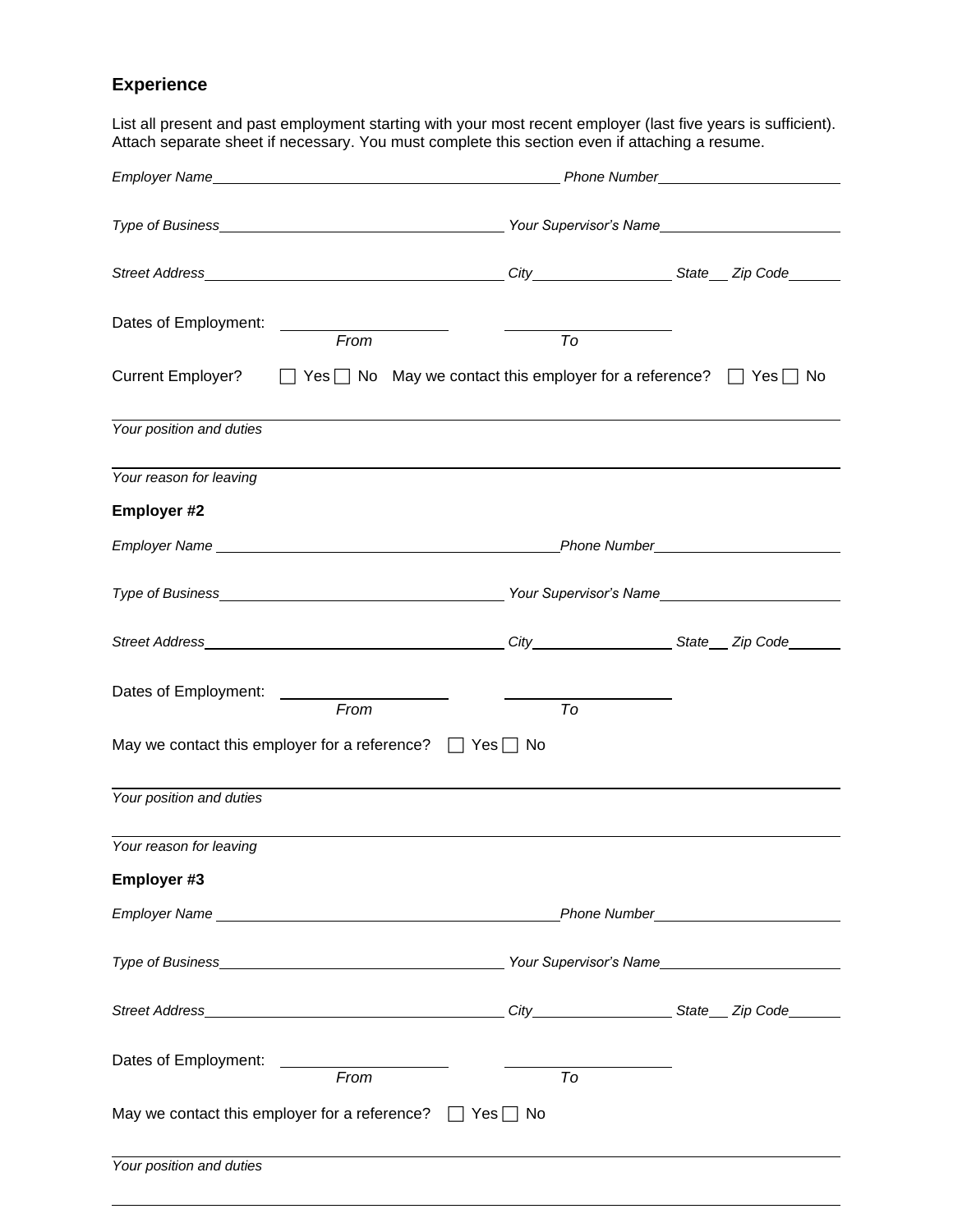## Experience

List all present and past employment starting with your most recent employer (last five years is sufficient). Attach separate sheet if necessary. You must complete this section even if attaching a resume.

*Employer Name*\_\_\_\_\_\_\_\_\_\_\_\_\_\_\_\_\_\_\_\_\_\_\_\_\_\_\_\_\_\_\_\_\_\_\_\_ *Phone Number*\_\_\_\_\_\_\_\_\_\_\_\_\_\_\_\_\_\_\_\_

*Type of Business*\_\_\_\_\_\_\_\_\_\_\_\_\_\_\_\_\_\_\_\_\_\_\_\_\_\_\_\_\_\_ *Your Supervisor's Name*\_\_\_\_\_\_\_\_\_\_\_\_\_\_\_\_\_\_\_\_

*Street Address*\_\_\_\_\_\_\_\_\_\_\_\_\_\_\_\_\_\_\_\_\_\_\_\_\_\_\_\_\_\_\_\_ *City*\_\_\_\_\_\_\_\_\_\_\_\_\_\_\_\_ *State*\_\_ *Zip Code*\_\_\_\_\_\_

Dates of Employment: \_\_\_\_\_\_\_\_\_\_\_\_\_\_\_\_\_\_ *From* \_\_\_\_\_\_\_\_\_\_\_\_\_\_\_\_\_\_ *To*

Current Employer? ☐ Yes ☐ No May we contact this employer for a reference? ☐ Yes ☐ No

\_\_\_\_\_\_\_\_\_\_\_\_\_\_\_\_\_\_\_\_\_\_\_\_\_\_\_\_\_\_\_\_\_\_\_\_\_\_\_\_\_\_\_\_\_\_\_\_\_\_\_\_\_\_\_\_\_\_\_\_\_\_\_\_\_\_\_\_\_\_
*Your position and duties*

\_\_\_\_\_\_\_\_\_\_\_\_\_\_\_\_\_\_\_\_\_\_\_\_\_\_\_\_\_\_\_\_\_\_\_\_\_\_\_\_\_\_\_\_\_\_\_\_\_\_\_\_\_\_\_\_\_\_\_\_\_\_\_\_\_\_\_\_\_\_
*Your reason for leaving*

**Employer #2**

*Employer Name* \_\_\_\_\_\_\_\_\_\_\_\_\_\_\_\_\_\_\_\_\_\_\_\_\_\_\_\_\_\_\_\_\_\_\_\_ *Phone Number*\_\_\_\_\_\_\_\_\_\_\_\_\_\_\_\_\_\_\_\_

*Type of Business*\_\_\_\_\_\_\_\_\_\_\_\_\_\_\_\_\_\_\_\_\_\_\_\_\_\_\_\_\_\_ *Your Supervisor's Name*\_\_\_\_\_\_\_\_\_\_\_\_\_\_\_\_\_\_\_\_

*Street Address*\_\_\_\_\_\_\_\_\_\_\_\_\_\_\_\_\_\_\_\_\_\_\_\_\_\_\_\_\_\_\_\_ *City*\_\_\_\_\_\_\_\_\_\_\_\_\_\_\_\_ *State*\_\_ *Zip Code*\_\_\_\_\_\_

Dates of Employment: \_\_\_\_\_\_\_\_\_\_\_\_\_\_\_\_\_\_ *From* \_\_\_\_\_\_\_\_\_\_\_\_\_\_\_\_\_\_ *To*

May we contact this employer for a reference? ☐ Yes ☐ No

\_\_\_\_\_\_\_\_\_\_\_\_\_\_\_\_\_\_\_\_\_\_\_\_\_\_\_\_\_\_\_\_\_\_\_\_\_\_\_\_\_\_\_\_\_\_\_\_\_\_\_\_\_\_\_\_\_\_\_\_\_\_\_\_\_\_\_\_\_\_
*Your position and duties*

\_\_\_\_\_\_\_\_\_\_\_\_\_\_\_\_\_\_\_\_\_\_\_\_\_\_\_\_\_\_\_\_\_\_\_\_\_\_\_\_\_\_\_\_\_\_\_\_\_\_\_\_\_\_\_\_\_\_\_\_\_\_\_\_\_\_\_\_\_\_
*Your reason for leaving*

**Employer #3**

*Employer Name* \_\_\_\_\_\_\_\_\_\_\_\_\_\_\_\_\_\_\_\_\_\_\_\_\_\_\_\_\_\_\_\_\_\_\_\_ *Phone Number*\_\_\_\_\_\_\_\_\_\_\_\_\_\_\_\_\_\_\_\_

*Type of Business*\_\_\_\_\_\_\_\_\_\_\_\_\_\_\_\_\_\_\_\_\_\_\_\_\_\_\_\_\_\_ *Your Supervisor's Name*\_\_\_\_\_\_\_\_\_\_\_\_\_\_\_\_\_\_\_\_

*Street Address*\_\_\_\_\_\_\_\_\_\_\_\_\_\_\_\_\_\_\_\_\_\_\_\_\_\_\_\_\_\_\_\_ *City*\_\_\_\_\_\_\_\_\_\_\_\_\_\_\_\_ *State*\_\_ *Zip Code*\_\_\_\_\_\_

Dates of Employment: \_\_\_\_\_\_\_\_\_\_\_\_\_\_\_\_\_\_ *From* \_\_\_\_\_\_\_\_\_\_\_\_\_\_\_\_\_\_ *To*

May we contact this employer for a reference? ☐ Yes ☐ No

\_\_\_\_\_\_\_\_\_\_\_\_\_\_\_\_\_\_\_\_\_\_\_\_\_\_\_\_\_\_\_\_\_\_\_\_\_\_\_\_\_\_\_\_\_\_\_\_\_\_\_\_\_\_\_\_\_\_\_\_\_\_\_\_\_\_\_\_\_\_
*Your position and duties*

\_\_\_\_\_\_\_\_\_\_\_\_\_\_\_\_\_\_\_\_\_\_\_\_\_\_\_\_\_\_\_\_\_\_\_\_\_\_\_\_\_\_\_\_\_\_\_\_\_\_\_\_\_\_\_\_\_\_\_\_\_\_\_\_\_\_\_\_\_\_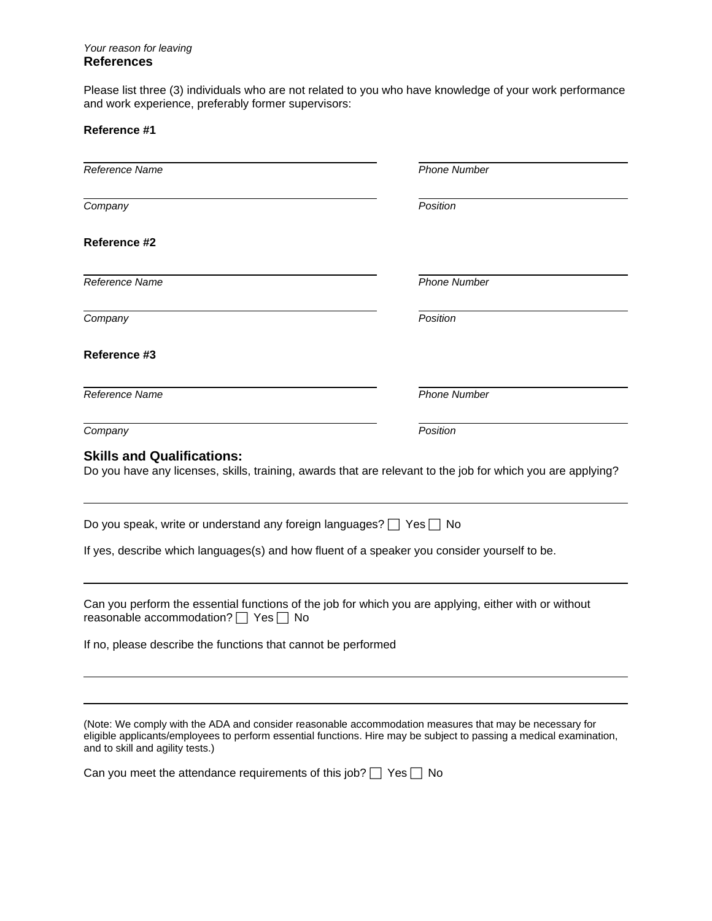*Your reason for leaving*

## References

Please list three (3) individuals who are not related to you who have knowledge of your work performance and work experience, preferably former supervisors:

**Reference #1**

| | |
|---|---|
| *Reference Name* | *Phone Number* |
| *Company* | *Position* |

**Reference #2**

| | |
|---|---|
| *Reference Name* | *Phone Number* |
| *Company* | *Position* |

**Reference #3**

| | |
|---|---|
| *Reference Name* | *Phone Number* |
| *Company* | *Position* |

## Skills and Qualifications:

Do you have any licenses, skills, training, awards that are relevant to the job for which you are applying?

______________________________________________________________________

Do you speak, write or understand any foreign languages? ☐ Yes ☐ No

If yes, describe which languages(s) and how fluent of a speaker you consider yourself to be.

______________________________________________________________________

Can you perform the essential functions of the job for which you are applying, either with or without reasonable accommodation? ☐ Yes ☐ No

If no, please describe the functions that cannot be performed

______________________________________________________________________

______________________________________________________________________

(Note: We comply with the ADA and consider reasonable accommodation measures that may be necessary for eligible applicants/employees to perform essential functions. Hire may be subject to passing a medical examination, and to skill and agility tests.)

Can you meet the attendance requirements of this job? ☐ Yes ☐ No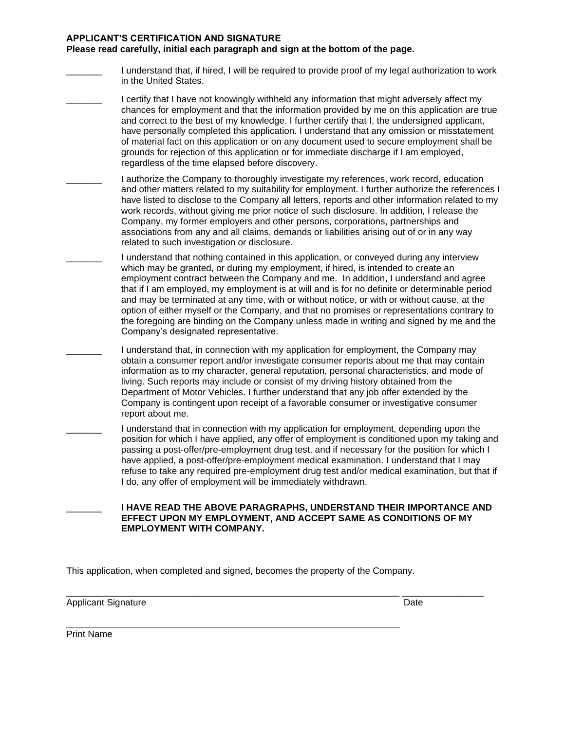**APPLICANT'S CERTIFICATION AND SIGNATURE**
**Please read carefully, initial each paragraph and sign at the bottom of the page.**

_______ I understand that, if hired, I will be required to provide proof of my legal authorization to work in the United States.

_______ I certify that I have not knowingly withheld any information that might adversely affect my chances for employment and that the information provided by me on this application are true and correct to the best of my knowledge. I further certify that I, the undersigned applicant, have personally completed this application. I understand that any omission or misstatement of material fact on this application or on any document used to secure employment shall be grounds for rejection of this application or for immediate discharge if I am employed, regardless of the time elapsed before discovery.

_______ I authorize the Company to thoroughly investigate my references, work record, education and other matters related to my suitability for employment. I further authorize the references I have listed to disclose to the Company all letters, reports and other information related to my work records, without giving me prior notice of such disclosure. In addition, I release the Company, my former employers and other persons, corporations, partnerships and associations from any and all claims, demands or liabilities arising out of or in any way related to such investigation or disclosure.

_______ I understand that nothing contained in this application, or conveyed during any interview which may be granted, or during my employment, if hired, is intended to create an employment contract between the Company and me. In addition, I understand and agree that if I am employed, my employment is at will and is for no definite or determinable period and may be terminated at any time, with or without notice, or with or without cause, at the option of either myself or the Company, and that no promises or representations contrary to the foregoing are binding on the Company unless made in writing and signed by me and the Company's designated representative.

_______ I understand that, in connection with my application for employment, the Company may obtain a consumer report and/or investigate consumer reports about me that may contain information as to my character, general reputation, personal characteristics, and mode of living. Such reports may include or consist of my driving history obtained from the Department of Motor Vehicles. I further understand that any job offer extended by the Company is contingent upon receipt of a favorable consumer or investigative consumer report about me.

_______ I understand that in connection with my application for employment, depending upon the position for which I have applied, any offer of employment is conditioned upon my taking and passing a post-offer/pre-employment drug test, and if necessary for the position for which I have applied, a post-offer/pre-employment medical examination. I understand that I may refuse to take any required pre-employment drug test and/or medical examination, but that if I do, any offer of employment will be immediately withdrawn.

_______ **I HAVE READ THE ABOVE PARAGRAPHS, UNDERSTAND THEIR IMPORTANCE AND EFFECT UPON MY EMPLOYMENT, AND ACCEPT SAME AS CONDITIONS OF MY EMPLOYMENT WITH COMPANY.**

This application, when completed and signed, becomes the property of the Company.

_______________________________________________________________ _______________
Applicant Signature Date

_______________________________________________________________
Print Name